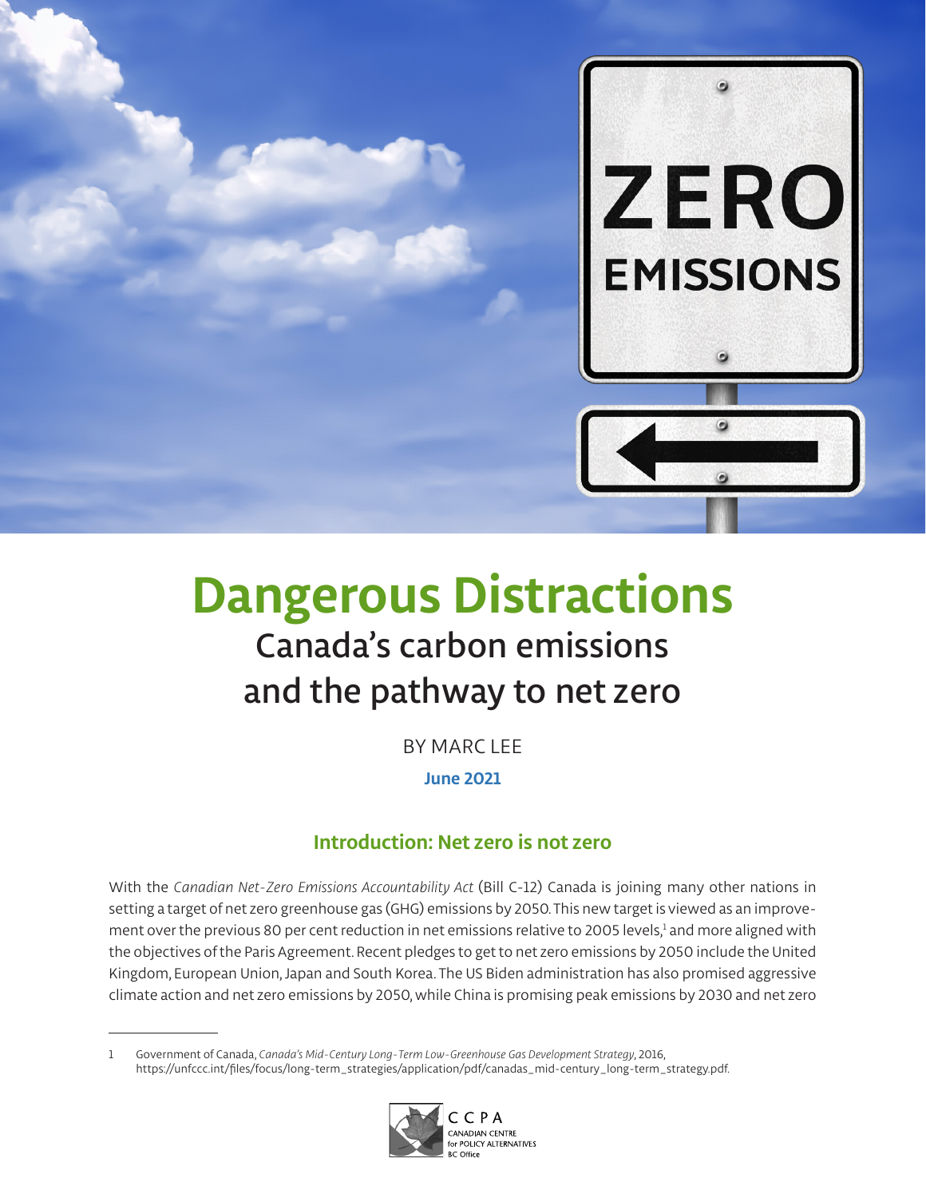# Dangerous Distractions

## Canada's carbon emissions and the pathway to net zero

BY MARC LEE

**June 2021**

### Introduction: Net zero is not zero

With the *Canadian Net-Zero Emissions Accountability Act* (Bill C-12) Canada is joining many other nations in setting a target of net zero greenhouse gas (GHG) emissions by 2050. This new target is viewed as an improvement over the previous 80 per cent reduction in net emissions relative to 2005 levels,[1] and more aligned with the objectives of the Paris Agreement. Recent pledges to get to net zero emissions by 2050 include the United Kingdom, European Union, Japan and South Korea. The US Biden administration has also promised aggressive climate action and net zero emissions by 2050, while China is promising peak emissions by 2030 and net zero

1 Government of Canada, *Canada's Mid-Century Long-Term Low-Greenhouse Gas Development Strategy*, 2016, https://unfccc.int/files/focus/long-term_strategies/application/pdf/canadas_mid-century_long-term_strategy.pdf.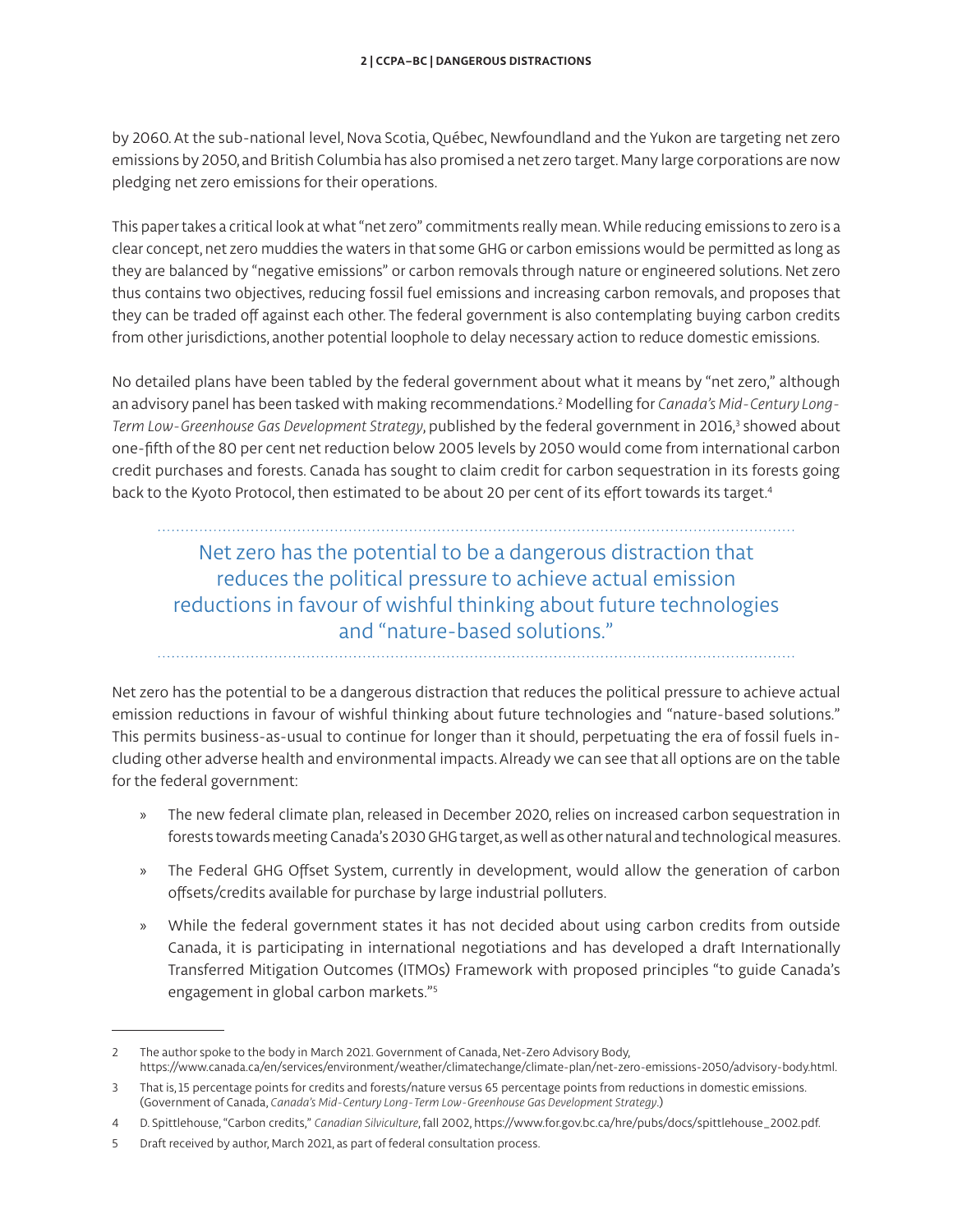by 2060. At the sub-national level, Nova Scotia, Québec, Newfoundland and the Yukon are targeting net zero emissions by 2050, and British Columbia has also promised a net zero target. Many large corporations are now pledging net zero emissions for their operations.

This paper takes a critical look at what "net zero" commitments really mean. While reducing emissions to zero is a clear concept, net zero muddies the waters in that some GHG or carbon emissions would be permitted as long as they are balanced by "negative emissions" or carbon removals through nature or engineered solutions. Net zero thus contains two objectives, reducing fossil fuel emissions and increasing carbon removals, and proposes that they can be traded off against each other. The federal government is also contemplating buying carbon credits from other jurisdictions, another potential loophole to delay necessary action to reduce domestic emissions.

No detailed plans have been tabled by the federal government about what it means by "net zero," although an advisory panel has been tasked with making recommendations.[2] Modelling for *Canada's Mid-Century Long-Term Low-Greenhouse Gas Development Strategy*, published by the federal government in 2016,[3] showed about one-fifth of the 80 per cent net reduction below 2005 levels by 2050 would come from international carbon credit purchases and forests. Canada has sought to claim credit for carbon sequestration in its forests going back to the Kyoto Protocol, then estimated to be about 20 per cent of its effort towards its target.[4]

> Net zero has the potential to be a dangerous distraction that reduces the political pressure to achieve actual emission reductions in favour of wishful thinking about future technologies and "nature-based solutions."

Net zero has the potential to be a dangerous distraction that reduces the political pressure to achieve actual emission reductions in favour of wishful thinking about future technologies and "nature-based solutions." This permits business-as-usual to continue for longer than it should, perpetuating the era of fossil fuels including other adverse health and environmental impacts. Already we can see that all options are on the table for the federal government:

- The new federal climate plan, released in December 2020, relies on increased carbon sequestration in forests towards meeting Canada's 2030 GHG target, as well as other natural and technological measures.
- The Federal GHG Offset System, currently in development, would allow the generation of carbon offsets/credits available for purchase by large industrial polluters.
- While the federal government states it has not decided about using carbon credits from outside Canada, it is participating in international negotiations and has developed a draft Internationally Transferred Mitigation Outcomes (ITMOs) Framework with proposed principles "to guide Canada's engagement in global carbon markets."[5]

---

2 The author spoke to the body in March 2021. Government of Canada, Net-Zero Advisory Body, https://www.canada.ca/en/services/environment/weather/climatechange/climate-plan/net-zero-emissions-2050/advisory-body.html.

3 That is, 15 percentage points for credits and forests/nature versus 65 percentage points from reductions in domestic emissions. (Government of Canada, *Canada's Mid-Century Long-Term Low-Greenhouse Gas Development Strategy*.)

4 D. Spittlehouse, "Carbon credits," *Canadian Silviculture*, fall 2002, https://www.for.gov.bc.ca/hre/pubs/docs/spittlehouse_2002.pdf.

5 Draft received by author, March 2021, as part of federal consultation process.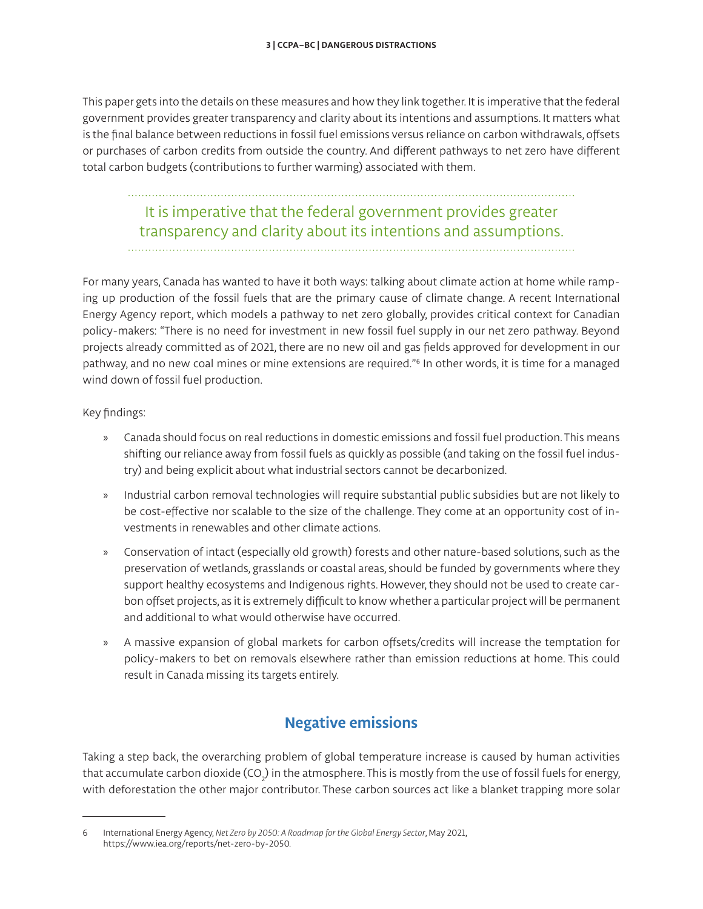This paper gets into the details on these measures and how they link together. It is imperative that the federal government provides greater transparency and clarity about its intentions and assumptions. It matters what is the final balance between reductions in fossil fuel emissions versus reliance on carbon withdrawals, offsets or purchases of carbon credits from outside the country. And different pathways to net zero have different total carbon budgets (contributions to further warming) associated with them.

> It is imperative that the federal government provides greater transparency and clarity about its intentions and assumptions.

For many years, Canada has wanted to have it both ways: talking about climate action at home while ramping up production of the fossil fuels that are the primary cause of climate change. A recent International Energy Agency report, which models a pathway to net zero globally, provides critical context for Canadian policy-makers: "There is no need for investment in new fossil fuel supply in our net zero pathway. Beyond projects already committed as of 2021, there are no new oil and gas fields approved for development in our pathway, and no new coal mines or mine extensions are required."[6] In other words, it is time for a managed wind down of fossil fuel production.

Key findings:

- Canada should focus on real reductions in domestic emissions and fossil fuel production. This means shifting our reliance away from fossil fuels as quickly as possible (and taking on the fossil fuel industry) and being explicit about what industrial sectors cannot be decarbonized.
- Industrial carbon removal technologies will require substantial public subsidies but are not likely to be cost-effective nor scalable to the size of the challenge. They come at an opportunity cost of investments in renewables and other climate actions.
- Conservation of intact (especially old growth) forests and other nature-based solutions, such as the preservation of wetlands, grasslands or coastal areas, should be funded by governments where they support healthy ecosystems and Indigenous rights. However, they should not be used to create carbon offset projects, as it is extremely difficult to know whether a particular project will be permanent and additional to what would otherwise have occurred.
- A massive expansion of global markets for carbon offsets/credits will increase the temptation for policy-makers to bet on removals elsewhere rather than emission reductions at home. This could result in Canada missing its targets entirely.

## Negative emissions

Taking a step back, the overarching problem of global temperature increase is caused by human activities that accumulate carbon dioxide ($CO_2$) in the atmosphere. This is mostly from the use of fossil fuels for energy, with deforestation the other major contributor. These carbon sources act like a blanket trapping more solar

---

6 International Energy Agency, *Net Zero by 2050: A Roadmap for the Global Energy Sector*, May 2021, https://www.iea.org/reports/net-zero-by-2050.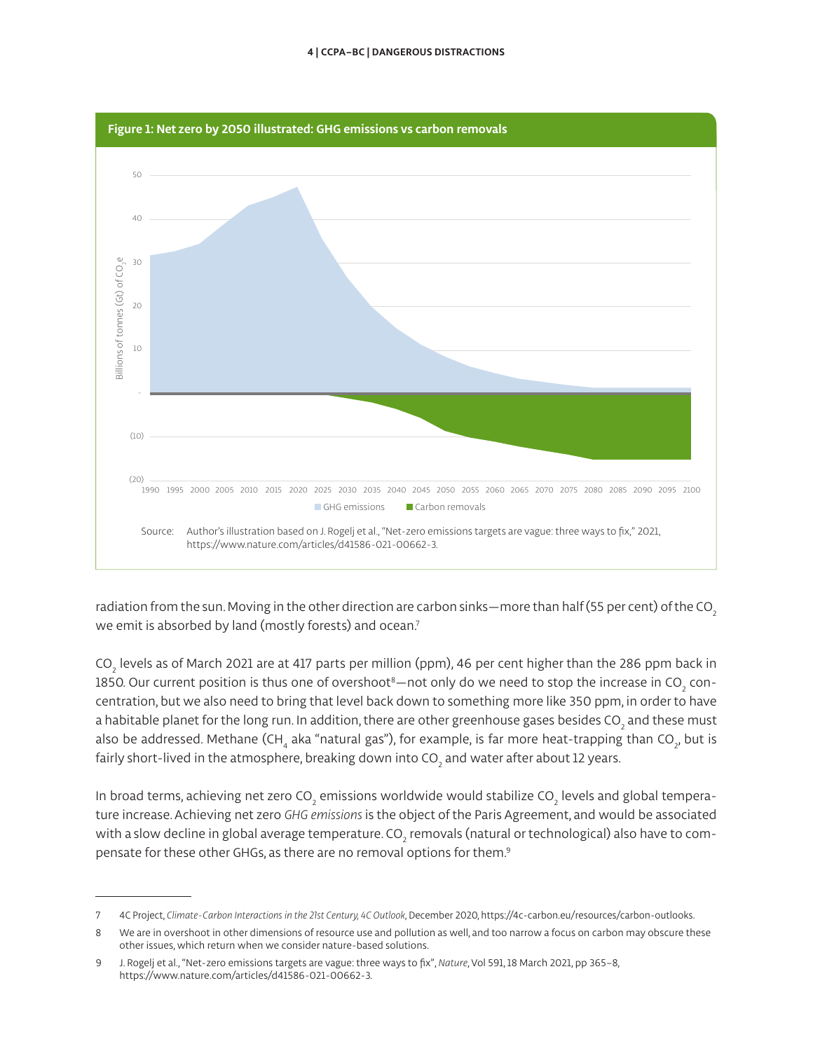**Figure 1: Net zero by 2050 illustrated: GHG emissions vs carbon removals**

Source: Author's illustration based on J. Rogelj et al., "Net-zero emissions targets are vague: three ways to fix," 2021, https://www.nature.com/articles/d41586-021-00662-3.

radiation from the sun. Moving in the other direction are carbon sinks—more than half (55 per cent) of the $CO_2$ we emit is absorbed by land (mostly forests) and ocean.[7]

$CO_2$ levels as of March 2021 are at 417 parts per million (ppm), 46 per cent higher than the 286 ppm back in 1850. Our current position is thus one of overshoot[8]—not only do we need to stop the increase in $CO_2$ concentration, but we also need to bring that level back down to something more like 350 ppm, in order to have a habitable planet for the long run. In addition, there are other greenhouse gases besides $CO_2$ and these must also be addressed. Methane ($CH_4$ aka "natural gas"), for example, is far more heat-trapping than $CO_2$, but is fairly short-lived in the atmosphere, breaking down into $CO_2$ and water after about 12 years.

In broad terms, achieving net zero $CO_2$ emissions worldwide would stabilize $CO_2$ levels and global temperature increase. Achieving net zero *GHG emissions* is the object of the Paris Agreement, and would be associated with a slow decline in global average temperature. $CO_2$ removals (natural or technological) also have to compensate for these other GHGs, as there are no removal options for them.[9]

---

7 4C Project, *Climate-Carbon Interactions in the 21st Century, 4C Outlook*, December 2020, https://4c-carbon.eu/resources/carbon-outlooks.

8 We are in overshoot in other dimensions of resource use and pollution as well, and too narrow a focus on carbon may obscure these other issues, which return when we consider nature-based solutions.

9 J. Rogelj et al., "Net-zero emissions targets are vague: three ways to fix", *Nature*, Vol 591, 18 March 2021, pp 365–8, https://www.nature.com/articles/d41586-021-00662-3.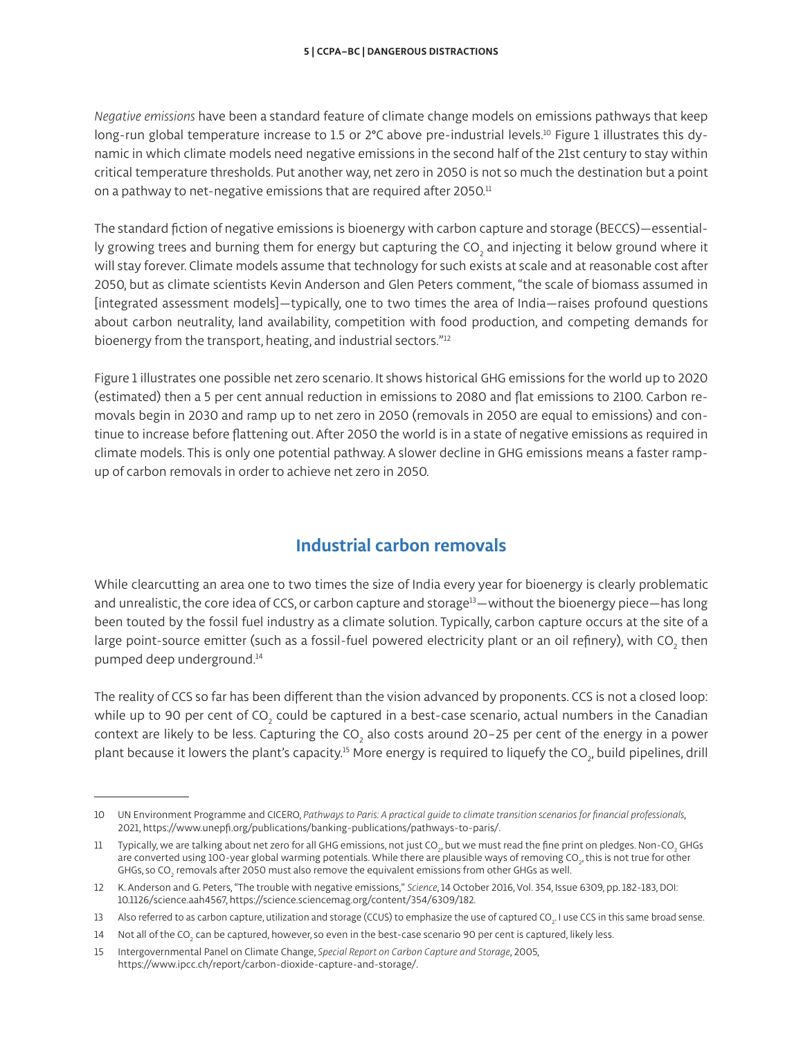*Negative emissions* have been a standard feature of climate change models on emissions pathways that keep long-run global temperature increase to 1.5 or 2°C above pre-industrial levels.[10] Figure 1 illustrates this dynamic in which climate models need negative emissions in the second half of the 21st century to stay within critical temperature thresholds. Put another way, net zero in 2050 is not so much the destination but a point on a pathway to net-negative emissions that are required after 2050.[11]

The standard fiction of negative emissions is bioenergy with carbon capture and storage (BECCS)—essentially growing trees and burning them for energy but capturing the $CO_2$ and injecting it below ground where it will stay forever. Climate models assume that technology for such exists at scale and at reasonable cost after 2050, but as climate scientists Kevin Anderson and Glen Peters comment, "the scale of biomass assumed in [integrated assessment models]—typically, one to two times the area of India—raises profound questions about carbon neutrality, land availability, competition with food production, and competing demands for bioenergy from the transport, heating, and industrial sectors."[12]

Figure 1 illustrates one possible net zero scenario. It shows historical GHG emissions for the world up to 2020 (estimated) then a 5 per cent annual reduction in emissions to 2080 and flat emissions to 2100. Carbon removals begin in 2030 and ramp up to net zero in 2050 (removals in 2050 are equal to emissions) and continue to increase before flattening out. After 2050 the world is in a state of negative emissions as required in climate models. This is only one potential pathway. A slower decline in GHG emissions means a faster ramp-up of carbon removals in order to achieve net zero in 2050.

## Industrial carbon removals

While clearcutting an area one to two times the size of India every year for bioenergy is clearly problematic and unrealistic, the core idea of CCS, or carbon capture and storage[13]—without the bioenergy piece—has long been touted by the fossil fuel industry as a climate solution. Typically, carbon capture occurs at the site of a large point-source emitter (such as a fossil-fuel powered electricity plant or an oil refinery), with $CO_2$ then pumped deep underground.[14]

The reality of CCS so far has been different than the vision advanced by proponents. CCS is not a closed loop: while up to 90 per cent of $CO_2$ could be captured in a best-case scenario, actual numbers in the Canadian context are likely to be less. Capturing the $CO_2$ also costs around 20–25 per cent of the energy in a power plant because it lowers the plant's capacity.[15] More energy is required to liquefy the $CO_2$, build pipelines, drill

---

10 UN Environment Programme and CICERO, *Pathways to Paris: A practical guide to climate transition scenarios for financial professionals*, 2021, https://www.unepfi.org/publications/banking-publications/pathways-to-paris/.

11 Typically, we are talking about net zero for all GHG emissions, not just $CO_2$, but we must read the fine print on pledges. Non-$CO_2$ GHGs are converted using 100-year global warming potentials. While there are plausible ways of removing $CO_2$, this is not true for other GHGs, so $CO_2$ removals after 2050 must also remove the equivalent emissions from other GHGs as well.

12 K. Anderson and G. Peters, "The trouble with negative emissions," *Science*, 14 October 2016, Vol. 354, Issue 6309, pp. 182-183, DOI: 10.1126/science.aah4567, https://science.sciencemag.org/content/354/6309/182.

13 Also referred to as carbon capture, utilization and storage (CCUS) to emphasize the use of captured $CO_2$. I use CCS in this same broad sense.

14 Not all of the $CO_2$ can be captured, however, so even in the best-case scenario 90 per cent is captured, likely less.

15 Intergovernmental Panel on Climate Change, *Special Report on Carbon Capture and Storage*, 2005, https://www.ipcc.ch/report/carbon-dioxide-capture-and-storage/.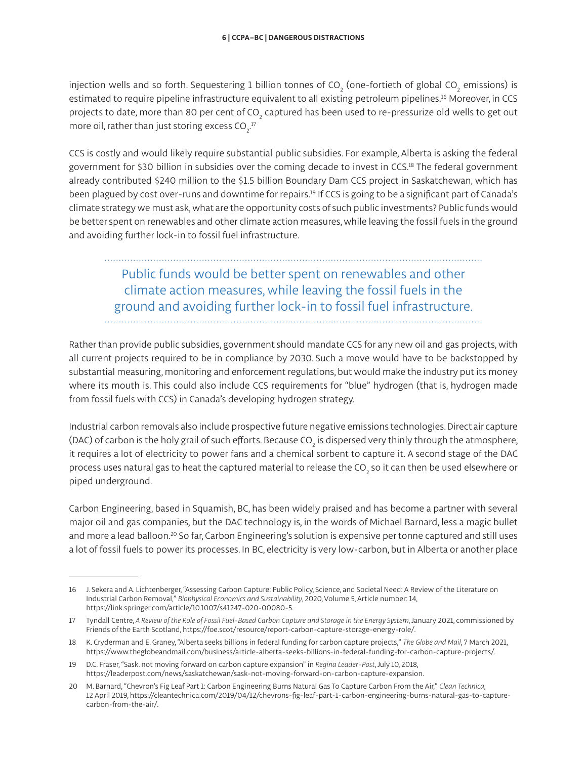injection wells and so forth. Sequestering 1 billion tonnes of $CO_2$ (one-fortieth of global $CO_2$ emissions) is estimated to require pipeline infrastructure equivalent to all existing petroleum pipelines.[16] Moreover, in CCS projects to date, more than 80 per cent of $CO_2$ captured has been used to re-pressurize old wells to get out more oil, rather than just storing excess $CO_2$.[17]

CCS is costly and would likely require substantial public subsidies. For example, Alberta is asking the federal government for $30 billion in subsidies over the coming decade to invest in CCS.[18] The federal government already contributed $240 million to the $1.5 billion Boundary Dam CCS project in Saskatchewan, which has been plagued by cost over-runs and downtime for repairs.[19] If CCS is going to be a significant part of Canada's climate strategy we must ask, what are the opportunity costs of such public investments? Public funds would be better spent on renewables and other climate action measures, while leaving the fossil fuels in the ground and avoiding further lock-in to fossil fuel infrastructure.

> Public funds would be better spent on renewables and other climate action measures, while leaving the fossil fuels in the ground and avoiding further lock-in to fossil fuel infrastructure.

Rather than provide public subsidies, government should mandate CCS for any new oil and gas projects, with all current projects required to be in compliance by 2030. Such a move would have to be backstopped by substantial measuring, monitoring and enforcement regulations, but would make the industry put its money where its mouth is. This could also include CCS requirements for "blue" hydrogen (that is, hydrogen made from fossil fuels with CCS) in Canada's developing hydrogen strategy.

Industrial carbon removals also include prospective future negative emissions technologies. Direct air capture (DAC) of carbon is the holy grail of such efforts. Because $CO_2$ is dispersed very thinly through the atmosphere, it requires a lot of electricity to power fans and a chemical sorbent to capture it. A second stage of the DAC process uses natural gas to heat the captured material to release the $CO_2$ so it can then be used elsewhere or piped underground.

Carbon Engineering, based in Squamish, BC, has been widely praised and has become a partner with several major oil and gas companies, but the DAC technology is, in the words of Michael Barnard, less a magic bullet and more a lead balloon.[20] So far, Carbon Engineering's solution is expensive per tonne captured and still uses a lot of fossil fuels to power its processes. In BC, electricity is very low-carbon, but in Alberta or another place

---

16 J. Sekera and A. Lichtenberger, "Assessing Carbon Capture: Public Policy, Science, and Societal Need: A Review of the Literature on Industrial Carbon Removal," *Biophysical Economics and Sustainability*, 2020, Volume 5, Article number: 14, https://link.springer.com/article/10.1007/s41247-020-00080-5.

17 Tyndall Centre, *A Review of the Role of Fossil Fuel-Based Carbon Capture and Storage in the Energy System*, January 2021, commissioned by Friends of the Earth Scotland, https://foe.scot/resource/report-carbon-capture-storage-energy-role/.

18 K. Cryderman and E. Graney, "Alberta seeks billions in federal funding for carbon capture projects," *The Globe and Mail*, 7 March 2021, https://www.theglobeandmail.com/business/article-alberta-seeks-billions-in-federal-funding-for-carbon-capture-projects/.

19 D.C. Fraser, "Sask. not moving forward on carbon capture expansion" in *Regina Leader-Post*, July 10, 2018, https://leaderpost.com/news/saskatchewan/sask-not-moving-forward-on-carbon-capture-expansion.

20 M. Barnard, "Chevron's Fig Leaf Part 1: Carbon Engineering Burns Natural Gas To Capture Carbon From the Air," *Clean Technica*, 12 April 2019, https://cleantechnica.com/2019/04/12/chevrons-fig-leaf-part-1-carbon-engineering-burns-natural-gas-to-capture-carbon-from-the-air/.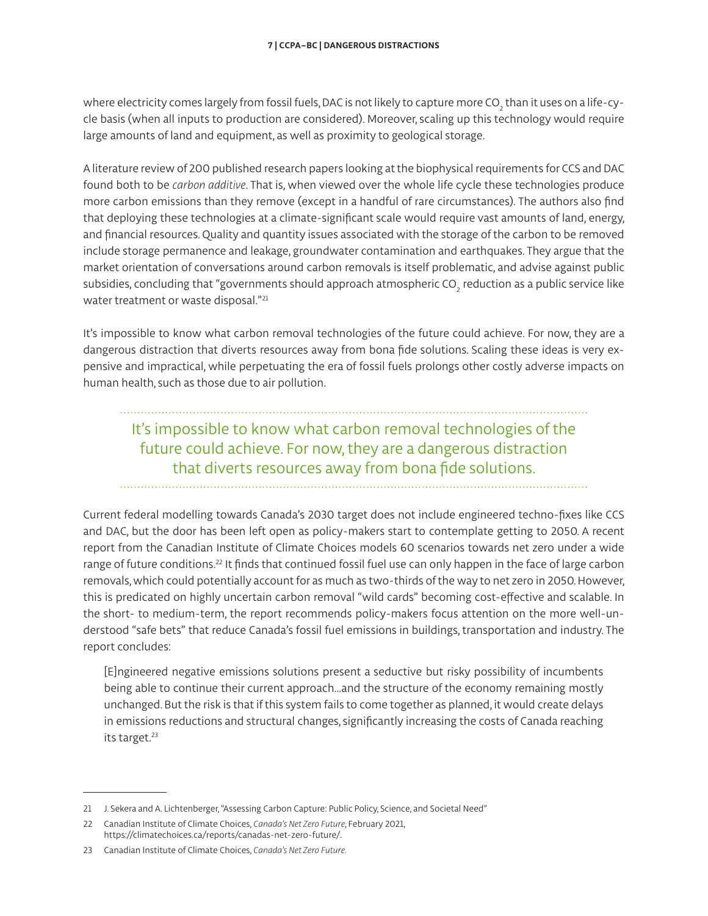where electricity comes largely from fossil fuels, DAC is not likely to capture more $CO_2$ than it uses on a life-cycle basis (when all inputs to production are considered). Moreover, scaling up this technology would require large amounts of land and equipment, as well as proximity to geological storage.

A literature review of 200 published research papers looking at the biophysical requirements for CCS and DAC found both to be *carbon additive*. That is, when viewed over the whole life cycle these technologies produce more carbon emissions than they remove (except in a handful of rare circumstances). The authors also find that deploying these technologies at a climate-significant scale would require vast amounts of land, energy, and financial resources. Quality and quantity issues associated with the storage of the carbon to be removed include storage permanence and leakage, groundwater contamination and earthquakes. They argue that the market orientation of conversations around carbon removals is itself problematic, and advise against public subsidies, concluding that "governments should approach atmospheric $CO_2$ reduction as a public service like water treatment or waste disposal."[21]

It's impossible to know what carbon removal technologies of the future could achieve. For now, they are a dangerous distraction that diverts resources away from bona fide solutions. Scaling these ideas is very expensive and impractical, while perpetuating the era of fossil fuels prolongs other costly adverse impacts on human health, such as those due to air pollution.

> It's impossible to know what carbon removal technologies of the future could achieve. For now, they are a dangerous distraction that diverts resources away from bona fide solutions.

Current federal modelling towards Canada's 2030 target does not include engineered techno-fixes like CCS and DAC, but the door has been left open as policy-makers start to contemplate getting to 2050. A recent report from the Canadian Institute of Climate Choices models 60 scenarios towards net zero under a wide range of future conditions.[22] It finds that continued fossil fuel use can only happen in the face of large carbon removals, which could potentially account for as much as two-thirds of the way to net zero in 2050. However, this is predicated on highly uncertain carbon removal "wild cards" becoming cost-effective and scalable. In the short- to medium-term, the report recommends policy-makers focus attention on the more well-understood "safe bets" that reduce Canada's fossil fuel emissions in buildings, transportation and industry. The report concludes:

> [E]ngineered negative emissions solutions present a seductive but risky possibility of incumbents being able to continue their current approach…and the structure of the economy remaining mostly unchanged. But the risk is that if this system fails to come together as planned, it would create delays in emissions reductions and structural changes, significantly increasing the costs of Canada reaching its target.[23]

---

21 J. Sekera and A. Lichtenberger, "Assessing Carbon Capture: Public Policy, Science, and Societal Need"

22 Canadian Institute of Climate Choices, *Canada's Net Zero Future*, February 2021, https://climatechoices.ca/reports/canadas-net-zero-future/.

23 Canadian Institute of Climate Choices, *Canada's Net Zero Future*.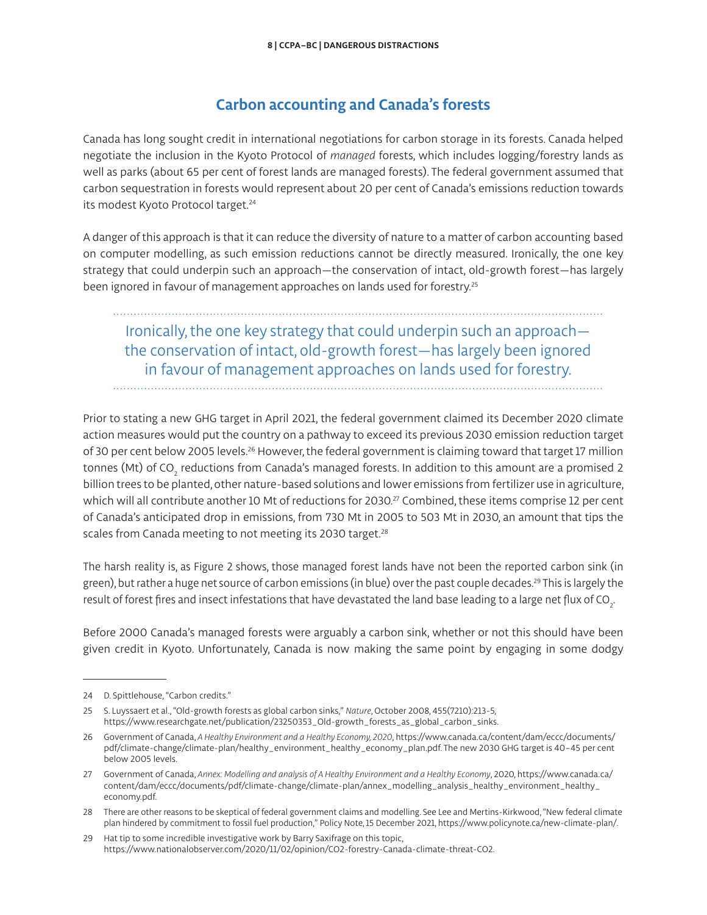## Carbon accounting and Canada's forests

Canada has long sought credit in international negotiations for carbon storage in its forests. Canada helped negotiate the inclusion in the Kyoto Protocol of *managed* forests, which includes logging/forestry lands as well as parks (about 65 per cent of forest lands are managed forests). The federal government assumed that carbon sequestration in forests would represent about 20 per cent of Canada's emissions reduction towards its modest Kyoto Protocol target.[24]

A danger of this approach is that it can reduce the diversity of nature to a matter of carbon accounting based on computer modelling, as such emission reductions cannot be directly measured. Ironically, the one key strategy that could underpin such an approach—the conservation of intact, old-growth forest—has largely been ignored in favour of management approaches on lands used for forestry.[25]

> Ironically, the one key strategy that could underpin such an approach—the conservation of intact, old-growth forest—has largely been ignored in favour of management approaches on lands used for forestry.

Prior to stating a new GHG target in April 2021, the federal government claimed its December 2020 climate action measures would put the country on a pathway to exceed its previous 2030 emission reduction target of 30 per cent below 2005 levels.[26] However, the federal government is claiming toward that target 17 million tonnes (Mt) of $CO_2$ reductions from Canada's managed forests. In addition to this amount are a promised 2 billion trees to be planted, other nature-based solutions and lower emissions from fertilizer use in agriculture, which will all contribute another 10 Mt of reductions for 2030.[27] Combined, these items comprise 12 per cent of Canada's anticipated drop in emissions, from 730 Mt in 2005 to 503 Mt in 2030, an amount that tips the scales from Canada meeting to not meeting its 2030 target.[28]

The harsh reality is, as Figure 2 shows, those managed forest lands have not been the reported carbon sink (in green), but rather a huge net source of carbon emissions (in blue) over the past couple decades.[29] This is largely the result of forest fires and insect infestations that have devastated the land base leading to a large net flux of $CO_2$.

Before 2000 Canada's managed forests were arguably a carbon sink, whether or not this should have been given credit in Kyoto. Unfortunately, Canada is now making the same point by engaging in some dodgy

---

24 D. Spittlehouse, "Carbon credits."

25 S. Luyssaert et al., "Old-growth forests as global carbon sinks," *Nature*, October 2008, 455(7210):213-5, https://www.researchgate.net/publication/23250353_Old-growth_forests_as_global_carbon_sinks.

26 Government of Canada, *A Healthy Environment and a Healthy Economy, 2020*, https://www.canada.ca/content/dam/eccc/documents/pdf/climate-change/climate-plan/healthy_environment_healthy_economy_plan.pdf. The new 2030 GHG target is 40–45 per cent below 2005 levels.

27 Government of Canada, *Annex: Modelling and analysis of A Healthy Environment and a Healthy Economy*, 2020, https://www.canada.ca/content/dam/eccc/documents/pdf/climate-change/climate-plan/annex_modelling_analysis_healthy_environment_healthy_economy.pdf.

28 There are other reasons to be skeptical of federal government claims and modelling. See Lee and Mertins-Kirkwood, "New federal climate plan hindered by commitment to fossil fuel production," Policy Note, 15 December 2021, https://www.policynote.ca/new-climate-plan/.

29 Hat tip to some incredible investigative work by Barry Saxifrage on this topic, https://www.nationalobserver.com/2020/11/02/opinion/CO2-forestry-Canada-climate-threat-CO2.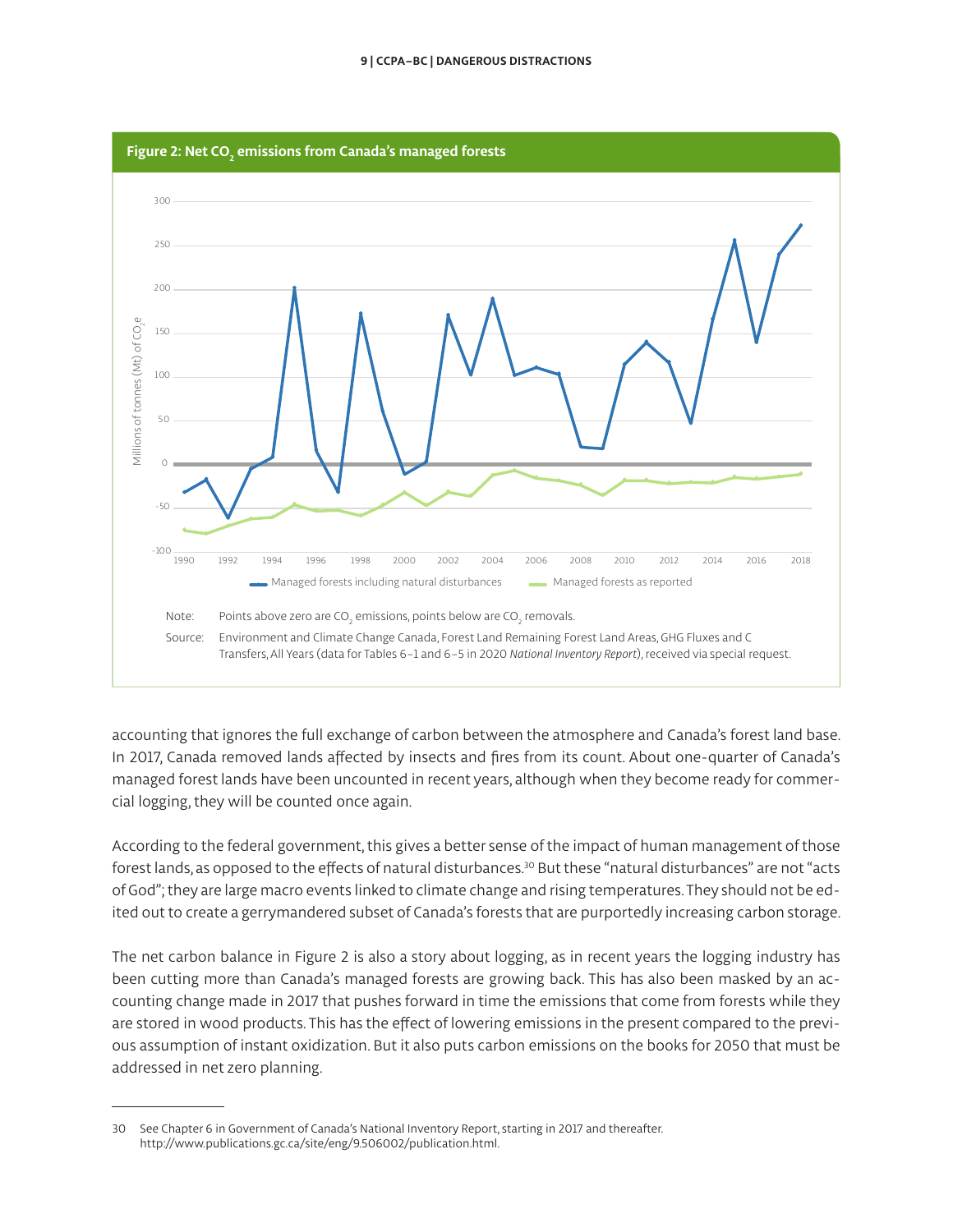**Figure 2: Net $CO_2$ emissions from Canada's managed forests**

Note: Points above zero are $CO_2$ emissions, points below are $CO_2$ removals.

Source: Environment and Climate Change Canada, Forest Land Remaining Forest Land Areas, GHG Fluxes and C Transfers, All Years (data for Tables 6–1 and 6–5 in 2020 *National Inventory Report*), received via special request.

accounting that ignores the full exchange of carbon between the atmosphere and Canada's forest land base. In 2017, Canada removed lands affected by insects and fires from its count. About one-quarter of Canada's managed forest lands have been uncounted in recent years, although when they become ready for commercial logging, they will be counted once again.

According to the federal government, this gives a better sense of the impact of human management of those forest lands, as opposed to the effects of natural disturbances.[30] But these "natural disturbances" are not "acts of God"; they are large macro events linked to climate change and rising temperatures. They should not be edited out to create a gerrymandered subset of Canada's forests that are purportedly increasing carbon storage.

The net carbon balance in Figure 2 is also a story about logging, as in recent years the logging industry has been cutting more than Canada's managed forests are growing back. This has also been masked by an accounting change made in 2017 that pushes forward in time the emissions that come from forests while they are stored in wood products. This has the effect of lowering emissions in the present compared to the previous assumption of instant oxidization. But it also puts carbon emissions on the books for 2050 that must be addressed in net zero planning.

---

30 See Chapter 6 in Government of Canada's National Inventory Report, starting in 2017 and thereafter. http://www.publications.gc.ca/site/eng/9.506002/publication.html.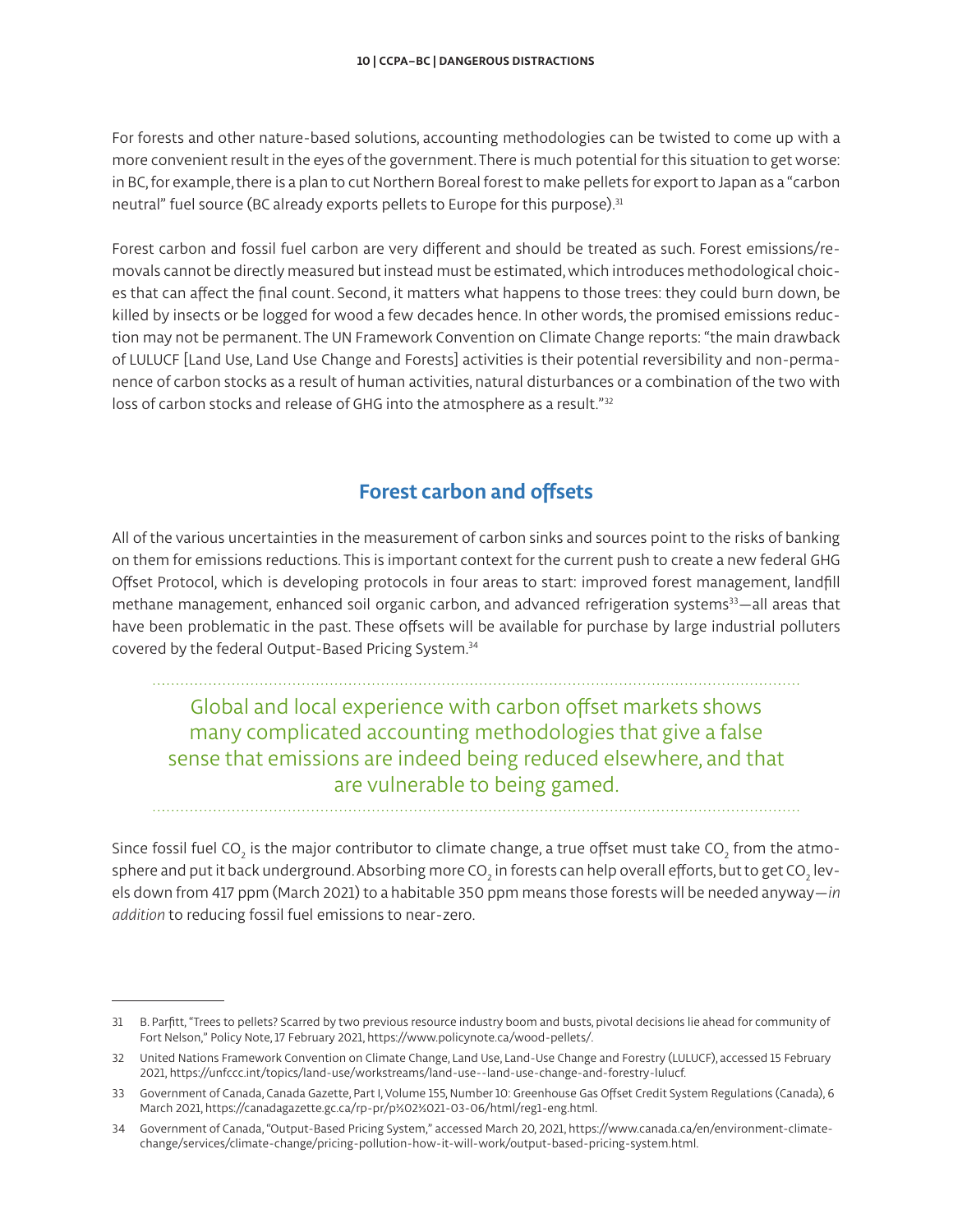For forests and other nature-based solutions, accounting methodologies can be twisted to come up with a more convenient result in the eyes of the government. There is much potential for this situation to get worse: in BC, for example, there is a plan to cut Northern Boreal forest to make pellets for export to Japan as a "carbon neutral" fuel source (BC already exports pellets to Europe for this purpose).[31]

Forest carbon and fossil fuel carbon are very different and should be treated as such. Forest emissions/removals cannot be directly measured but instead must be estimated, which introduces methodological choices that can affect the final count. Second, it matters what happens to those trees: they could burn down, be killed by insects or be logged for wood a few decades hence. In other words, the promised emissions reduction may not be permanent. The UN Framework Convention on Climate Change reports: "the main drawback of LULUCF [Land Use, Land Use Change and Forests] activities is their potential reversibility and non-permanence of carbon stocks as a result of human activities, natural disturbances or a combination of the two with loss of carbon stocks and release of GHG into the atmosphere as a result."[32]

## Forest carbon and offsets

All of the various uncertainties in the measurement of carbon sinks and sources point to the risks of banking on them for emissions reductions. This is important context for the current push to create a new federal GHG Offset Protocol, which is developing protocols in four areas to start: improved forest management, landfill methane management, enhanced soil organic carbon, and advanced refrigeration systems[33]—all areas that have been problematic in the past. These offsets will be available for purchase by large industrial polluters covered by the federal Output-Based Pricing System.[34]

> Global and local experience with carbon offset markets shows many complicated accounting methodologies that give a false sense that emissions are indeed being reduced elsewhere, and that are vulnerable to being gamed.

Since fossil fuel $CO_2$ is the major contributor to climate change, a true offset must take $CO_2$ from the atmosphere and put it back underground. Absorbing more $CO_2$ in forests can help overall efforts, but to get $CO_2$ levels down from 417 ppm (March 2021) to a habitable 350 ppm means those forests will be needed anyway—*in addition* to reducing fossil fuel emissions to near-zero.

---

31 B. Parfitt, "Trees to pellets? Scarred by two previous resource industry boom and busts, pivotal decisions lie ahead for community of Fort Nelson," Policy Note, 17 February 2021, https://www.policynote.ca/wood-pellets/.

32 United Nations Framework Convention on Climate Change, Land Use, Land-Use Change and Forestry (LULUCF), accessed 15 February 2021, https://unfccc.int/topics/land-use/workstreams/land-use--land-use-change-and-forestry-lulucf.

33 Government of Canada, Canada Gazette, Part I, Volume 155, Number 10: Greenhouse Gas Offset Credit System Regulations (Canada), 6 March 2021, https://canadagazette.gc.ca/rp-pr/p%02%021-03-06/html/reg1-eng.html.

34 Government of Canada, "Output-Based Pricing System," accessed March 20, 2021, https://www.canada.ca/en/environment-climate-change/services/climate-change/pricing-pollution-how-it-will-work/output-based-pricing-system.html.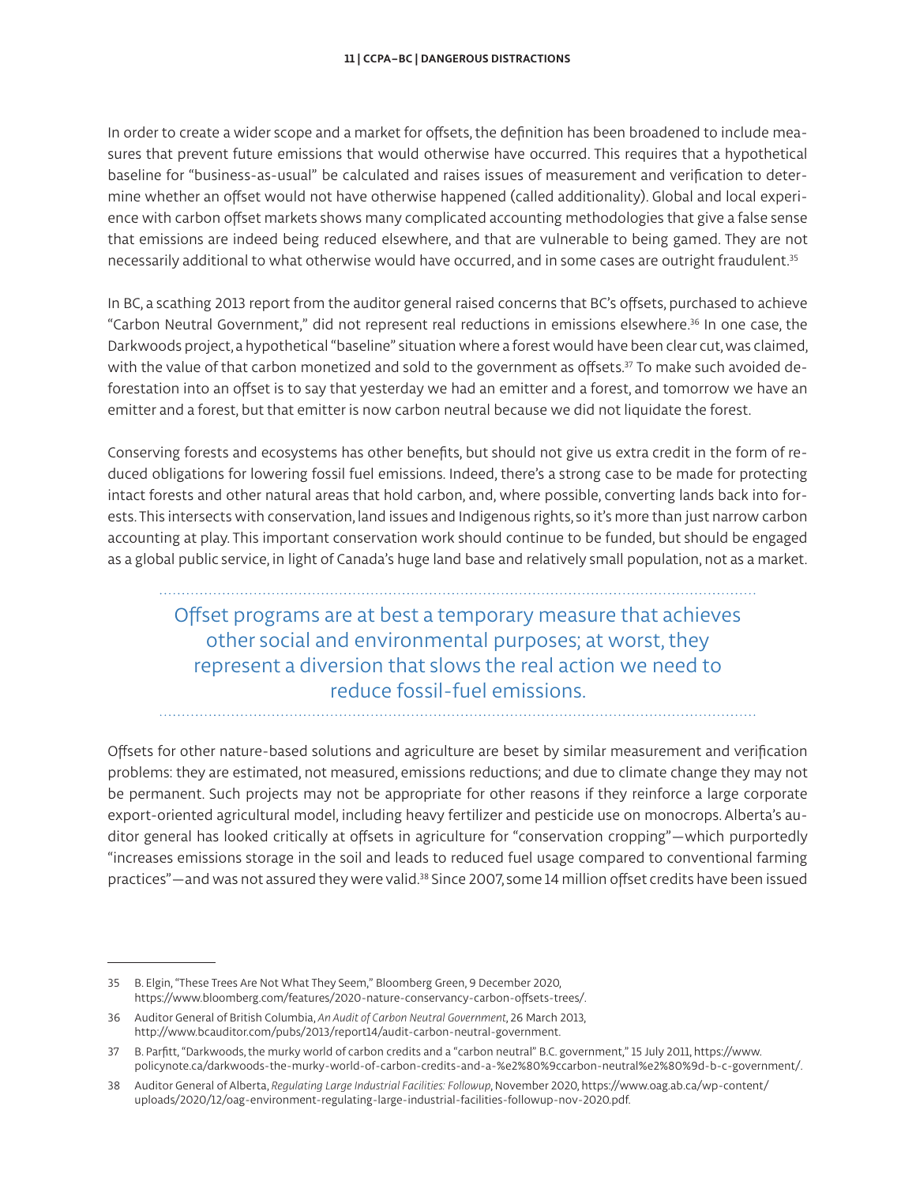In order to create a wider scope and a market for offsets, the definition has been broadened to include measures that prevent future emissions that would otherwise have occurred. This requires that a hypothetical baseline for "business-as-usual" be calculated and raises issues of measurement and verification to determine whether an offset would not have otherwise happened (called additionality). Global and local experience with carbon offset markets shows many complicated accounting methodologies that give a false sense that emissions are indeed being reduced elsewhere, and that are vulnerable to being gamed. They are not necessarily additional to what otherwise would have occurred, and in some cases are outright fraudulent.[35]

In BC, a scathing 2013 report from the auditor general raised concerns that BC's offsets, purchased to achieve "Carbon Neutral Government," did not represent real reductions in emissions elsewhere.[36] In one case, the Darkwoods project, a hypothetical "baseline" situation where a forest would have been clear cut, was claimed, with the value of that carbon monetized and sold to the government as offsets.[37] To make such avoided deforestation into an offset is to say that yesterday we had an emitter and a forest, and tomorrow we have an emitter and a forest, but that emitter is now carbon neutral because we did not liquidate the forest.

Conserving forests and ecosystems has other benefits, but should not give us extra credit in the form of reduced obligations for lowering fossil fuel emissions. Indeed, there's a strong case to be made for protecting intact forests and other natural areas that hold carbon, and, where possible, converting lands back into forests. This intersects with conservation, land issues and Indigenous rights, so it's more than just narrow carbon accounting at play. This important conservation work should continue to be funded, but should be engaged as a global public service, in light of Canada's huge land base and relatively small population, not as a market.

> Offset programs are at best a temporary measure that achieves other social and environmental purposes; at worst, they represent a diversion that slows the real action we need to reduce fossil-fuel emissions.

Offsets for other nature-based solutions and agriculture are beset by similar measurement and verification problems: they are estimated, not measured, emissions reductions; and due to climate change they may not be permanent. Such projects may not be appropriate for other reasons if they reinforce a large corporate export-oriented agricultural model, including heavy fertilizer and pesticide use on monocrops. Alberta's auditor general has looked critically at offsets in agriculture for "conservation cropping"—which purportedly "increases emissions storage in the soil and leads to reduced fuel usage compared to conventional farming practices"—and was not assured they were valid.[38] Since 2007, some 14 million offset credits have been issued

---

35 B. Elgin, "These Trees Are Not What They Seem," Bloomberg Green, 9 December 2020, https://www.bloomberg.com/features/2020-nature-conservancy-carbon-offsets-trees/.

36 Auditor General of British Columbia, *An Audit of Carbon Neutral Government*, 26 March 2013, http://www.bcauditor.com/pubs/2013/report14/audit-carbon-neutral-government.

37 B. Parfitt, "Darkwoods, the murky world of carbon credits and a "carbon neutral" B.C. government," 15 July 2011, https://www.policynote.ca/darkwoods-the-murky-world-of-carbon-credits-and-a-%e2%80%9ccarbon-neutral%e2%80%9d-b-c-government/.

38 Auditor General of Alberta, *Regulating Large Industrial Facilities: Followup*, November 2020, https://www.oag.ab.ca/wp-content/uploads/2020/12/oag-environment-regulating-large-industrial-facilities-followup-nov-2020.pdf.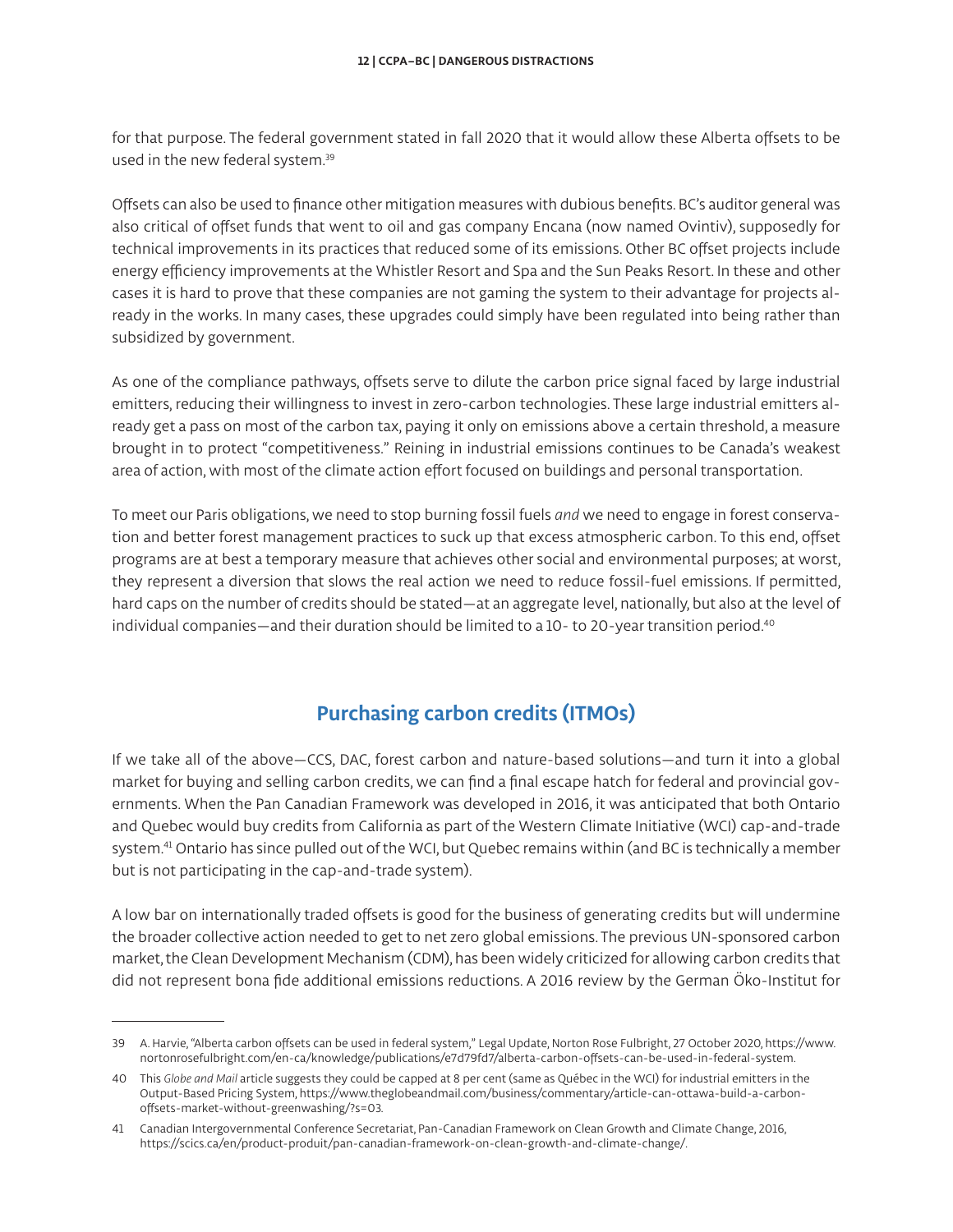for that purpose. The federal government stated in fall 2020 that it would allow these Alberta offsets to be used in the new federal system.[39]

Offsets can also be used to finance other mitigation measures with dubious benefits. BC's auditor general was also critical of offset funds that went to oil and gas company Encana (now named Ovintiv), supposedly for technical improvements in its practices that reduced some of its emissions. Other BC offset projects include energy efficiency improvements at the Whistler Resort and Spa and the Sun Peaks Resort. In these and other cases it is hard to prove that these companies are not gaming the system to their advantage for projects already in the works. In many cases, these upgrades could simply have been regulated into being rather than subsidized by government.

As one of the compliance pathways, offsets serve to dilute the carbon price signal faced by large industrial emitters, reducing their willingness to invest in zero-carbon technologies. These large industrial emitters already get a pass on most of the carbon tax, paying it only on emissions above a certain threshold, a measure brought in to protect "competitiveness." Reining in industrial emissions continues to be Canada's weakest area of action, with most of the climate action effort focused on buildings and personal transportation.

To meet our Paris obligations, we need to stop burning fossil fuels *and* we need to engage in forest conservation and better forest management practices to suck up that excess atmospheric carbon. To this end, offset programs are at best a temporary measure that achieves other social and environmental purposes; at worst, they represent a diversion that slows the real action we need to reduce fossil-fuel emissions. If permitted, hard caps on the number of credits should be stated—at an aggregate level, nationally, but also at the level of individual companies—and their duration should be limited to a 10- to 20-year transition period.[40]

## Purchasing carbon credits (ITMOs)

If we take all of the above—CCS, DAC, forest carbon and nature-based solutions—and turn it into a global market for buying and selling carbon credits, we can find a final escape hatch for federal and provincial governments. When the Pan Canadian Framework was developed in 2016, it was anticipated that both Ontario and Quebec would buy credits from California as part of the Western Climate Initiative (WCI) cap-and-trade system.[41] Ontario has since pulled out of the WCI, but Quebec remains within (and BC is technically a member but is not participating in the cap-and-trade system).

A low bar on internationally traded offsets is good for the business of generating credits but will undermine the broader collective action needed to get to net zero global emissions. The previous UN-sponsored carbon market, the Clean Development Mechanism (CDM), has been widely criticized for allowing carbon credits that did not represent bona fide additional emissions reductions. A 2016 review by the German Öko-Institut for

---

39 A. Harvie, "Alberta carbon offsets can be used in federal system," Legal Update, Norton Rose Fulbright, 27 October 2020, https://www.nortonrosefulbright.com/en-ca/knowledge/publications/e7d79fd7/alberta-carbon-offsets-can-be-used-in-federal-system.

40 This *Globe and Mail* article suggests they could be capped at 8 per cent (same as Québec in the WCI) for industrial emitters in the Output-Based Pricing System, https://www.theglobeandmail.com/business/commentary/article-can-ottawa-build-a-carbon-offsets-market-without-greenwashing/?s=03.

41 Canadian Intergovernmental Conference Secretariat, Pan-Canadian Framework on Clean Growth and Climate Change, 2016, https://scics.ca/en/product-produit/pan-canadian-framework-on-clean-growth-and-climate-change/.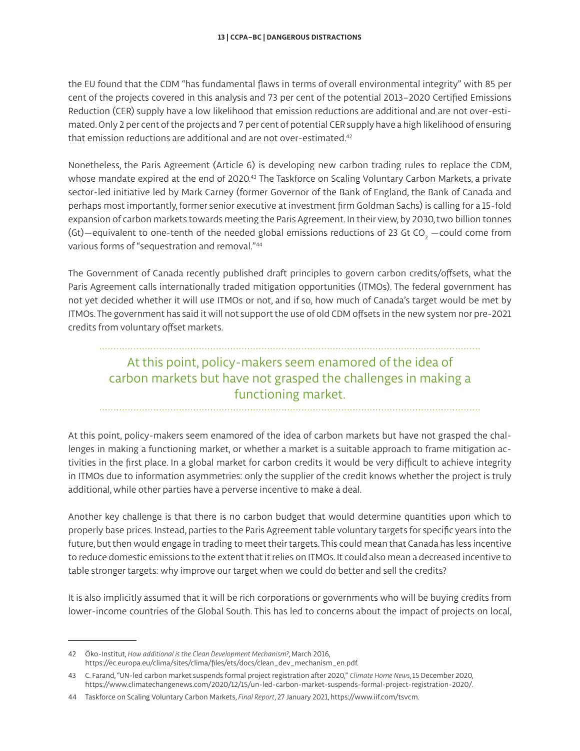the EU found that the CDM "has fundamental flaws in terms of overall environmental integrity" with 85 per cent of the projects covered in this analysis and 73 per cent of the potential 2013–2020 Certified Emissions Reduction (CER) supply have a low likelihood that emission reductions are additional and are not over-estimated. Only 2 per cent of the projects and 7 per cent of potential CER supply have a high likelihood of ensuring that emission reductions are additional and are not over-estimated.[42]

Nonetheless, the Paris Agreement (Article 6) is developing new carbon trading rules to replace the CDM, whose mandate expired at the end of 2020.[43] The Taskforce on Scaling Voluntary Carbon Markets, a private sector-led initiative led by Mark Carney (former Governor of the Bank of England, the Bank of Canada and perhaps most importantly, former senior executive at investment firm Goldman Sachs) is calling for a 15-fold expansion of carbon markets towards meeting the Paris Agreement. In their view, by 2030, two billion tonnes (Gt)—equivalent to one-tenth of the needed global emissions reductions of 23 Gt $CO_2$ —could come from various forms of "sequestration and removal."[44]

The Government of Canada recently published draft principles to govern carbon credits/offsets, what the Paris Agreement calls internationally traded mitigation opportunities (ITMOs). The federal government has not yet decided whether it will use ITMOs or not, and if so, how much of Canada's target would be met by ITMOs. The government has said it will not support the use of old CDM offsets in the new system nor pre-2021 credits from voluntary offset markets.

> At this point, policy-makers seem enamored of the idea of carbon markets but have not grasped the challenges in making a functioning market.

At this point, policy-makers seem enamored of the idea of carbon markets but have not grasped the challenges in making a functioning market, or whether a market is a suitable approach to frame mitigation activities in the first place. In a global market for carbon credits it would be very difficult to achieve integrity in ITMOs due to information asymmetries: only the supplier of the credit knows whether the project is truly additional, while other parties have a perverse incentive to make a deal.

Another key challenge is that there is no carbon budget that would determine quantities upon which to properly base prices. Instead, parties to the Paris Agreement table voluntary targets for specific years into the future, but then would engage in trading to meet their targets. This could mean that Canada has less incentive to reduce domestic emissions to the extent that it relies on ITMOs. It could also mean a decreased incentive to table stronger targets: why improve our target when we could do better and sell the credits?

It is also implicitly assumed that it will be rich corporations or governments who will be buying credits from lower-income countries of the Global South. This has led to concerns about the impact of projects on local,

---

42 Öko-Institut, *How additional is the Clean Development Mechanism?*, March 2016, https://ec.europa.eu/clima/sites/clima/files/ets/docs/clean_dev_mechanism_en.pdf.

43 C. Farand, "UN-led carbon market suspends formal project registration after 2020," *Climate Home News*, 15 December 2020, https://www.climatechangenews.com/2020/12/15/un-led-carbon-market-suspends-formal-project-registration-2020/.

44 Taskforce on Scaling Voluntary Carbon Markets, *Final Report*, 27 January 2021, https://www.iif.com/tsvcm.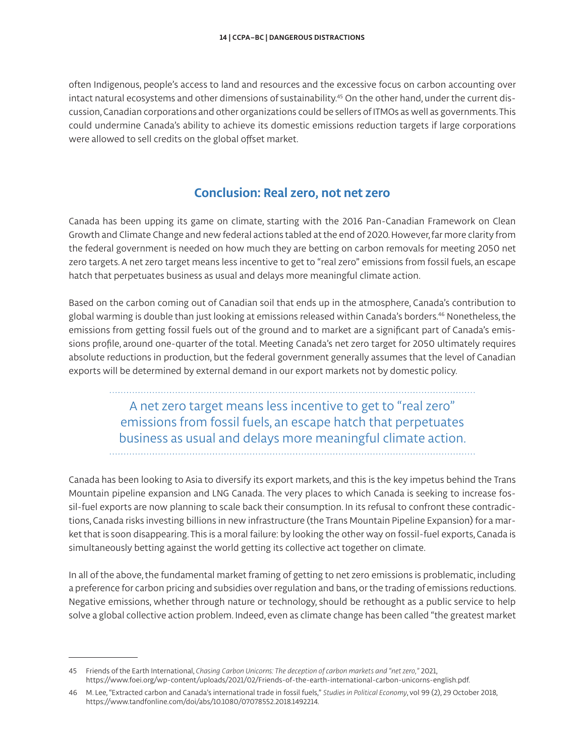often Indigenous, people's access to land and resources and the excessive focus on carbon accounting over intact natural ecosystems and other dimensions of sustainability.[45] On the other hand, under the current discussion, Canadian corporations and other organizations could be sellers of ITMOs as well as governments. This could undermine Canada's ability to achieve its domestic emissions reduction targets if large corporations were allowed to sell credits on the global offset market.

## Conclusion: Real zero, not net zero

Canada has been upping its game on climate, starting with the 2016 Pan-Canadian Framework on Clean Growth and Climate Change and new federal actions tabled at the end of 2020. However, far more clarity from the federal government is needed on how much they are betting on carbon removals for meeting 2050 net zero targets. A net zero target means less incentive to get to "real zero" emissions from fossil fuels, an escape hatch that perpetuates business as usual and delays more meaningful climate action.

Based on the carbon coming out of Canadian soil that ends up in the atmosphere, Canada's contribution to global warming is double than just looking at emissions released within Canada's borders.[46] Nonetheless, the emissions from getting fossil fuels out of the ground and to market are a significant part of Canada's emissions profile, around one-quarter of the total. Meeting Canada's net zero target for 2050 ultimately requires absolute reductions in production, but the federal government generally assumes that the level of Canadian exports will be determined by external demand in our export markets not by domestic policy.

> A net zero target means less incentive to get to "real zero" emissions from fossil fuels, an escape hatch that perpetuates business as usual and delays more meaningful climate action.

Canada has been looking to Asia to diversify its export markets, and this is the key impetus behind the Trans Mountain pipeline expansion and LNG Canada. The very places to which Canada is seeking to increase fossil-fuel exports are now planning to scale back their consumption. In its refusal to confront these contradictions, Canada risks investing billions in new infrastructure (the Trans Mountain Pipeline Expansion) for a market that is soon disappearing. This is a moral failure: by looking the other way on fossil-fuel exports, Canada is simultaneously betting against the world getting its collective act together on climate.

In all of the above, the fundamental market framing of getting to net zero emissions is problematic, including a preference for carbon pricing and subsidies over regulation and bans, or the trading of emissions reductions. Negative emissions, whether through nature or technology, should be rethought as a public service to help solve a global collective action problem. Indeed, even as climate change has been called "the greatest market

---

45 Friends of the Earth International, *Chasing Carbon Unicorns: The deception of carbon markets and "net zero,"* 2021, https://www.foei.org/wp-content/uploads/2021/02/Friends-of-the-earth-international-carbon-unicorns-english.pdf.

46 M. Lee, "Extracted carbon and Canada's international trade in fossil fuels," *Studies in Political Economy*, vol 99 (2), 29 October 2018, https://www.tandfonline.com/doi/abs/10.1080/07078552.2018.1492214.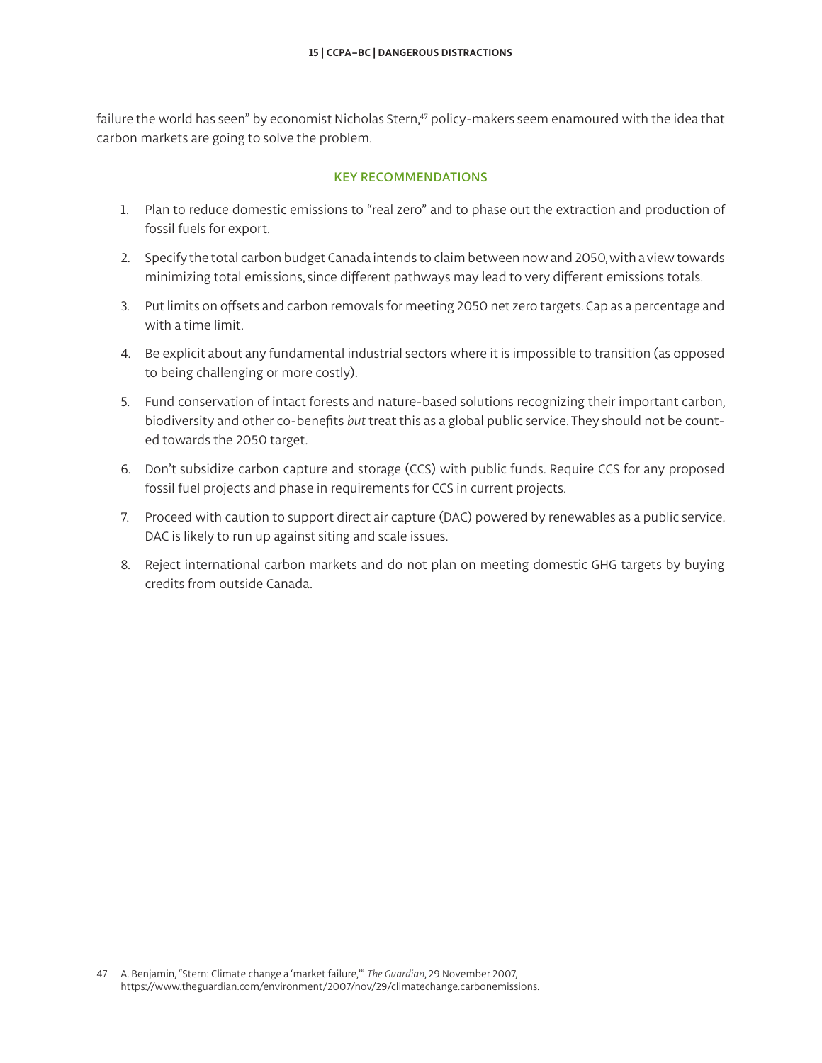failure the world has seen" by economist Nicholas Stern,[47] policy-makers seem enamoured with the idea that carbon markets are going to solve the problem.

### KEY RECOMMENDATIONS

1. Plan to reduce domestic emissions to "real zero" and to phase out the extraction and production of fossil fuels for export.
2. Specify the total carbon budget Canada intends to claim between now and 2050, with a view towards minimizing total emissions, since different pathways may lead to very different emissions totals.
3. Put limits on offsets and carbon removals for meeting 2050 net zero targets. Cap as a percentage and with a time limit.
4. Be explicit about any fundamental industrial sectors where it is impossible to transition (as opposed to being challenging or more costly).
5. Fund conservation of intact forests and nature-based solutions recognizing their important carbon, biodiversity and other co-benefits *but* treat this as a global public service. They should not be counted towards the 2050 target.
6. Don't subsidize carbon capture and storage (CCS) with public funds. Require CCS for any proposed fossil fuel projects and phase in requirements for CCS in current projects.
7. Proceed with caution to support direct air capture (DAC) powered by renewables as a public service. DAC is likely to run up against siting and scale issues.
8. Reject international carbon markets and do not plan on meeting domestic GHG targets by buying credits from outside Canada.

---

47 A. Benjamin, "Stern: Climate change a 'market failure,'" *The Guardian*, 29 November 2007, https://www.theguardian.com/environment/2007/nov/29/climatechange.carbonemissions.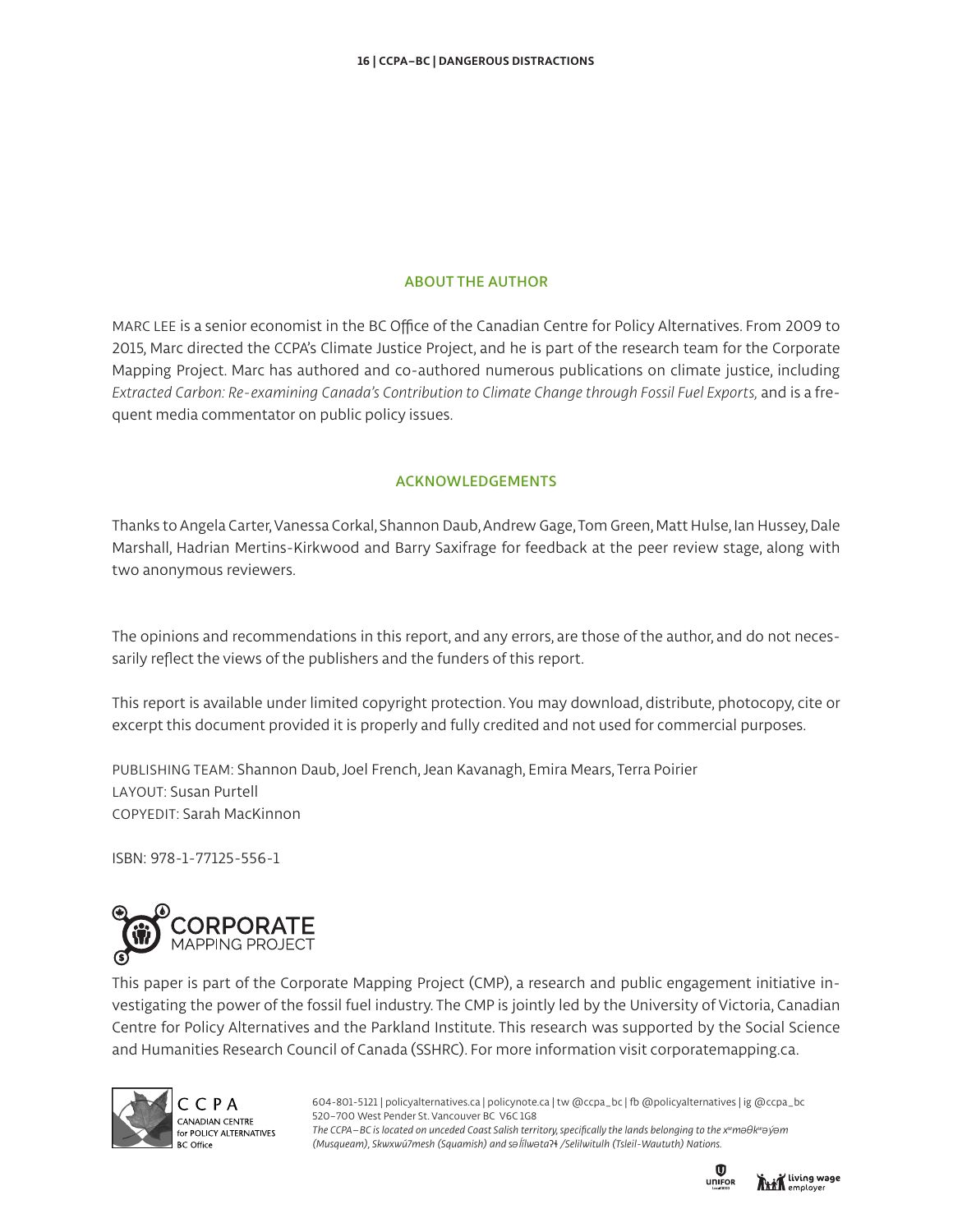## ABOUT THE AUTHOR

MARC LEE is a senior economist in the BC Office of the Canadian Centre for Policy Alternatives. From 2009 to 2015, Marc directed the CCPA's Climate Justice Project, and he is part of the research team for the Corporate Mapping Project. Marc has authored and co-authored numerous publications on climate justice, including *Extracted Carbon: Re-examining Canada's Contribution to Climate Change through Fossil Fuel Exports,* and is a frequent media commentator on public policy issues.

## ACKNOWLEDGEMENTS

Thanks to Angela Carter, Vanessa Corkal, Shannon Daub, Andrew Gage, Tom Green, Matt Hulse, Ian Hussey, Dale Marshall, Hadrian Mertins-Kirkwood and Barry Saxifrage for feedback at the peer review stage, along with two anonymous reviewers.

The opinions and recommendations in this report, and any errors, are those of the author, and do not necessarily reflect the views of the publishers and the funders of this report.

This report is available under limited copyright protection. You may download, distribute, photocopy, cite or excerpt this document provided it is properly and fully credited and not used for commercial purposes.

PUBLISHING TEAM: Shannon Daub, Joel French, Jean Kavanagh, Emira Mears, Terra Poirier
LAYOUT: Susan Purtell
COPYEDIT: Sarah MacKinnon

ISBN: 978-1-77125-556-1

CORPORATE MAPPING PROJECT

This paper is part of the Corporate Mapping Project (CMP), a research and public engagement initiative investigating the power of the fossil fuel industry. The CMP is jointly led by the University of Victoria, Canadian Centre for Policy Alternatives and the Parkland Institute. This research was supported by the Social Science and Humanities Research Council of Canada (SSHRC). For more information visit corporatemapping.ca.

CCPA
CANADIAN CENTRE for POLICY ALTERNATIVES
BC Office

604-801-5121 | policyalternatives.ca | policynote.ca | tw @ccpa_bc | fb @policyalternatives | ig @ccpa_bc
520–700 West Pender St. Vancouver BC V6C 1G8
*The CCPA–BC is located on unceded Coast Salish territory, specifically the lands belonging to the xʷməθkʷəy̓əm (Musqueam), Skwxwú7mesh (Squamish) and səlilwətaɬ /Selilwitulh (Tsleil-Waututh) Nations.*